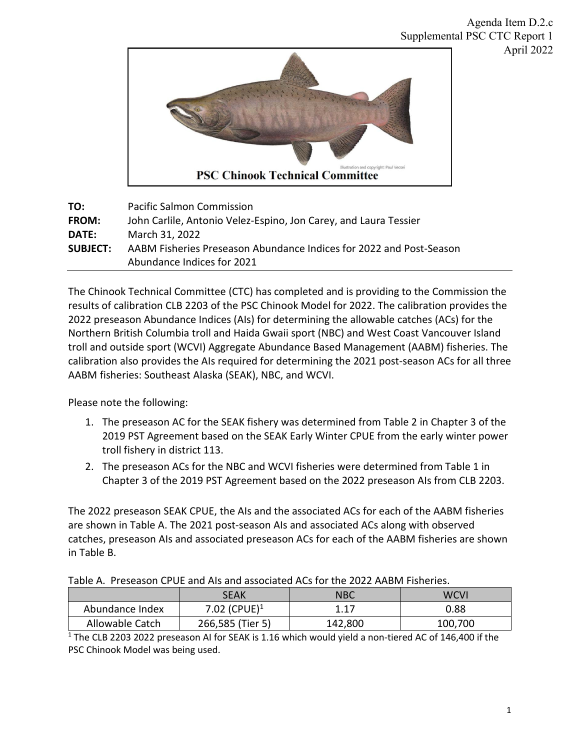Agenda Item D.2.c
Supplemental PSC CTC Report 1
April 2022

PSC Chinook Technical Committee

| | |
|---|---|
| **TO:** | Pacific Salmon Commission |
| **FROM:** | John Carlile, Antonio Velez-Espino, Jon Carey, and Laura Tessier |
| **DATE:** | March 31, 2022 |
| **SUBJECT:** | AABM Fisheries Preseason Abundance Indices for 2022 and Post-Season Abundance Indices for 2021 |

The Chinook Technical Committee (CTC) has completed and is providing to the Commission the results of calibration CLB 2203 of the PSC Chinook Model for 2022. The calibration provides the 2022 preseason Abundance Indices (AIs) for determining the allowable catches (ACs) for the Northern British Columbia troll and Haida Gwaii sport (NBC) and West Coast Vancouver Island troll and outside sport (WCVI) Aggregate Abundance Based Management (AABM) fisheries. The calibration also provides the AIs required for determining the 2021 post-season ACs for all three AABM fisheries: Southeast Alaska (SEAK), NBC, and WCVI.

Please note the following:

1. The preseason AC for the SEAK fishery was determined from Table 2 in Chapter 3 of the 2019 PST Agreement based on the SEAK Early Winter CPUE from the early winter power troll fishery in district 113.
2. The preseason ACs for the NBC and WCVI fisheries were determined from Table 1 in Chapter 3 of the 2019 PST Agreement based on the 2022 preseason AIs from CLB 2203.

The 2022 preseason SEAK CPUE, the AIs and the associated ACs for each of the AABM fisheries are shown in Table A. The 2021 post-season AIs and associated ACs along with observed catches, preseason AIs and associated preseason ACs for each of the AABM fisheries are shown in Table B.

Table A. Preseason CPUE and AIs and associated ACs for the 2022 AABM Fisheries.

| | SEAK | NBC | WCVI |
|---|---|---|---|
| Abundance Index | 7.02 (CPUE)[1] | 1.17 | 0.88 |
| Allowable Catch | 266,585 (Tier 5) | 142,800 | 100,700 |

[1] The CLB 2203 2022 preseason AI for SEAK is 1.16 which would yield a non-tiered AC of 146,400 if the PSC Chinook Model was being used.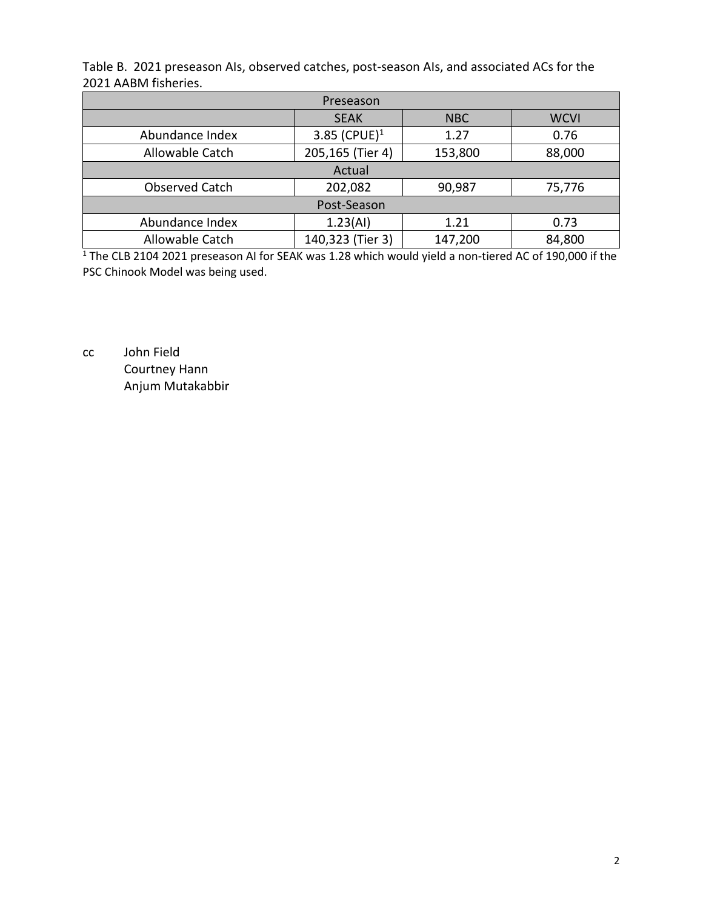Table B. 2021 preseason AIs, observed catches, post-season AIs, and associated ACs for the 2021 AABM fisheries.

| Preseason | | | |
|---|---|---|---|
| | SEAK | NBC | WCVI |
| Abundance Index | 3.85 (CPUE)[1] | 1.27 | 0.76 |
| Allowable Catch | 205,165 (Tier 4) | 153,800 | 88,000 |
| Actual | | | |
| Observed Catch | 202,082 | 90,987 | 75,776 |
| Post-Season | | | |
| Abundance Index | 1.23(AI) | 1.21 | 0.73 |
| Allowable Catch | 140,323 (Tier 3) | 147,200 | 84,800 |

[1] The CLB 2104 2021 preseason AI for SEAK was 1.28 which would yield a non-tiered AC of 190,000 if the PSC Chinook Model was being used.

cc John Field
Courtney Hann
Anjum Mutakabbir